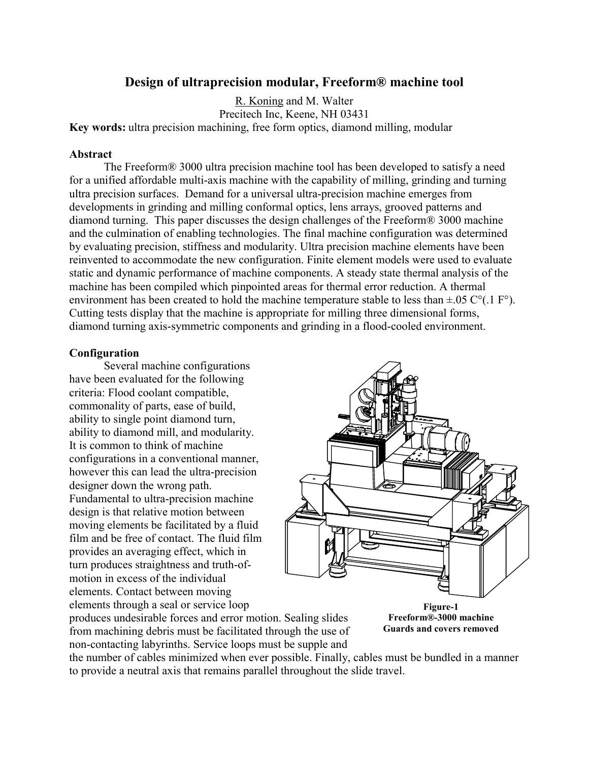# Design of ultraprecision modular, Freeform® machine tool

R. Koning and M. Walter
Precitech Inc, Keene, NH 03431

**Key words:** ultra precision machining, free form optics, diamond milling, modular

## Abstract

The Freeform® 3000 ultra precision machine tool has been developed to satisfy a need for a unified affordable multi-axis machine with the capability of milling, grinding and turning ultra precision surfaces. Demand for a universal ultra-precision machine emerges from developments in grinding and milling conformal optics, lens arrays, grooved patterns and diamond turning. This paper discusses the design challenges of the Freeform® 3000 machine and the culmination of enabling technologies. The final machine configuration was determined by evaluating precision, stiffness and modularity. Ultra precision machine elements have been reinvented to accommodate the new configuration. Finite element models were used to evaluate static and dynamic performance of machine components. A steady state thermal analysis of the machine has been compiled which pinpointed areas for thermal error reduction. A thermal environment has been created to hold the machine temperature stable to less than ±.05 C°(.1 F°). Cutting tests display that the machine is appropriate for milling three dimensional forms, diamond turning axis-symmetric components and grinding in a flood-cooled environment.

## Configuration

Several machine configurations have been evaluated for the following criteria: Flood coolant compatible, commonality of parts, ease of build, ability to single point diamond turn, ability to diamond mill, and modularity. It is common to think of machine configurations in a conventional manner, however this can lead the ultra-precision designer down the wrong path. Fundamental to ultra-precision machine design is that relative motion between moving elements be facilitated by a fluid film and be free of contact. The fluid film provides an averaging effect, which in turn produces straightness and truth-of-motion in excess of the individual elements. Contact between moving elements through a seal or service loop produces undesirable forces and error motion. Sealing slides from machining debris must be facilitated through the use of non-contacting labyrinths. Service loops must be supple and the number of cables minimized when ever possible. Finally, cables must be bundled in a manner to provide a neutral axis that remains parallel throughout the slide travel.

**Figure-1**
**Freeform®-3000 machine**
**Guards and covers removed**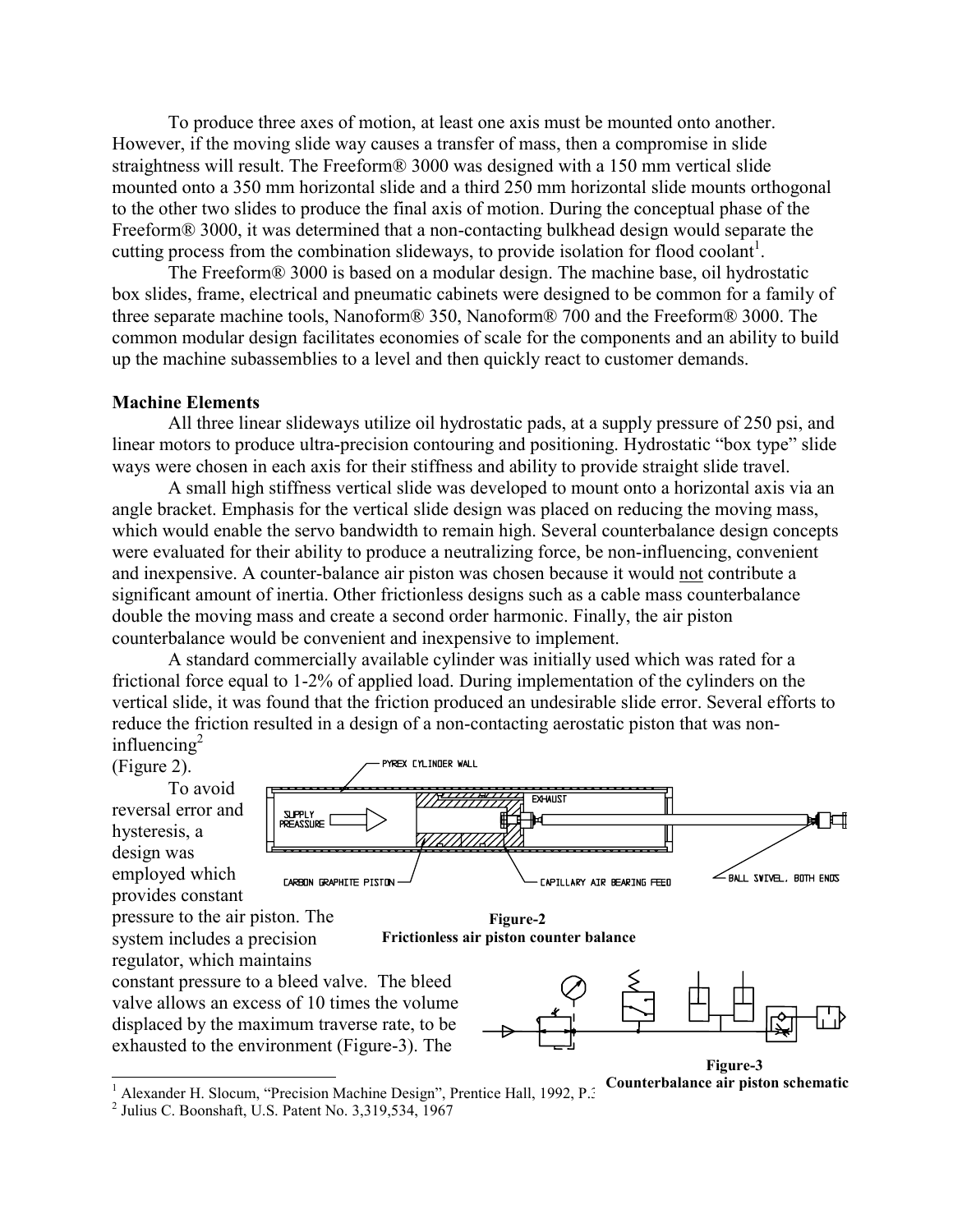To produce three axes of motion, at least one axis must be mounted onto another. However, if the moving slide way causes a transfer of mass, then a compromise in slide straightness will result. The Freeform® 3000 was designed with a 150 mm vertical slide mounted onto a 350 mm horizontal slide and a third 250 mm horizontal slide mounts orthogonal to the other two slides to produce the final axis of motion. During the conceptual phase of the Freeform® 3000, it was determined that a non-contacting bulkhead design would separate the cutting process from the combination slideways, to provide isolation for flood coolant[1].

The Freeform® 3000 is based on a modular design. The machine base, oil hydrostatic box slides, frame, electrical and pneumatic cabinets were designed to be common for a family of three separate machine tools, Nanoform® 350, Nanoform® 700 and the Freeform® 3000. The common modular design facilitates economies of scale for the components and an ability to build up the machine subassemblies to a level and then quickly react to customer demands.

**Machine Elements**

All three linear slideways utilize oil hydrostatic pads, at a supply pressure of 250 psi, and linear motors to produce ultra-precision contouring and positioning. Hydrostatic "box type" slide ways were chosen in each axis for their stiffness and ability to provide straight slide travel.

A small high stiffness vertical slide was developed to mount onto a horizontal axis via an angle bracket. Emphasis for the vertical slide design was placed on reducing the moving mass, which would enable the servo bandwidth to remain high. Several counterbalance design concepts were evaluated for their ability to produce a neutralizing force, be non-influencing, convenient and inexpensive. A counter-balance air piston was chosen because it would not contribute a significant amount of inertia. Other frictionless designs such as a cable mass counterbalance double the moving mass and create a second order harmonic. Finally, the air piston counterbalance would be convenient and inexpensive to implement.

A standard commercially available cylinder was initially used which was rated for a frictional force equal to 1-2% of applied load. During implementation of the cylinders on the vertical slide, it was found that the friction produced an undesirable slide error. Several efforts to reduce the friction resulted in a design of a non-contacting aerostatic piston that was non-influencing[2] (Figure 2).

**Figure-2**
**Frictionless air piston counter balance**

To avoid reversal error and hysteresis, a design was employed which provides constant pressure to the air piston. The system includes a precision regulator, which maintains constant pressure to a bleed valve. The bleed valve allows an excess of 10 times the volume displaced by the maximum traverse rate, to be exhausted to the environment (Figure-3). The

**Figure-3**
**Counterbalance air piston schematic**

[1] Alexander H. Slocum, "Precision Machine Design", Prentice Hall, 1992, P.3

[2] Julius C. Boonshaft, U.S. Patent No. 3,319,534, 1967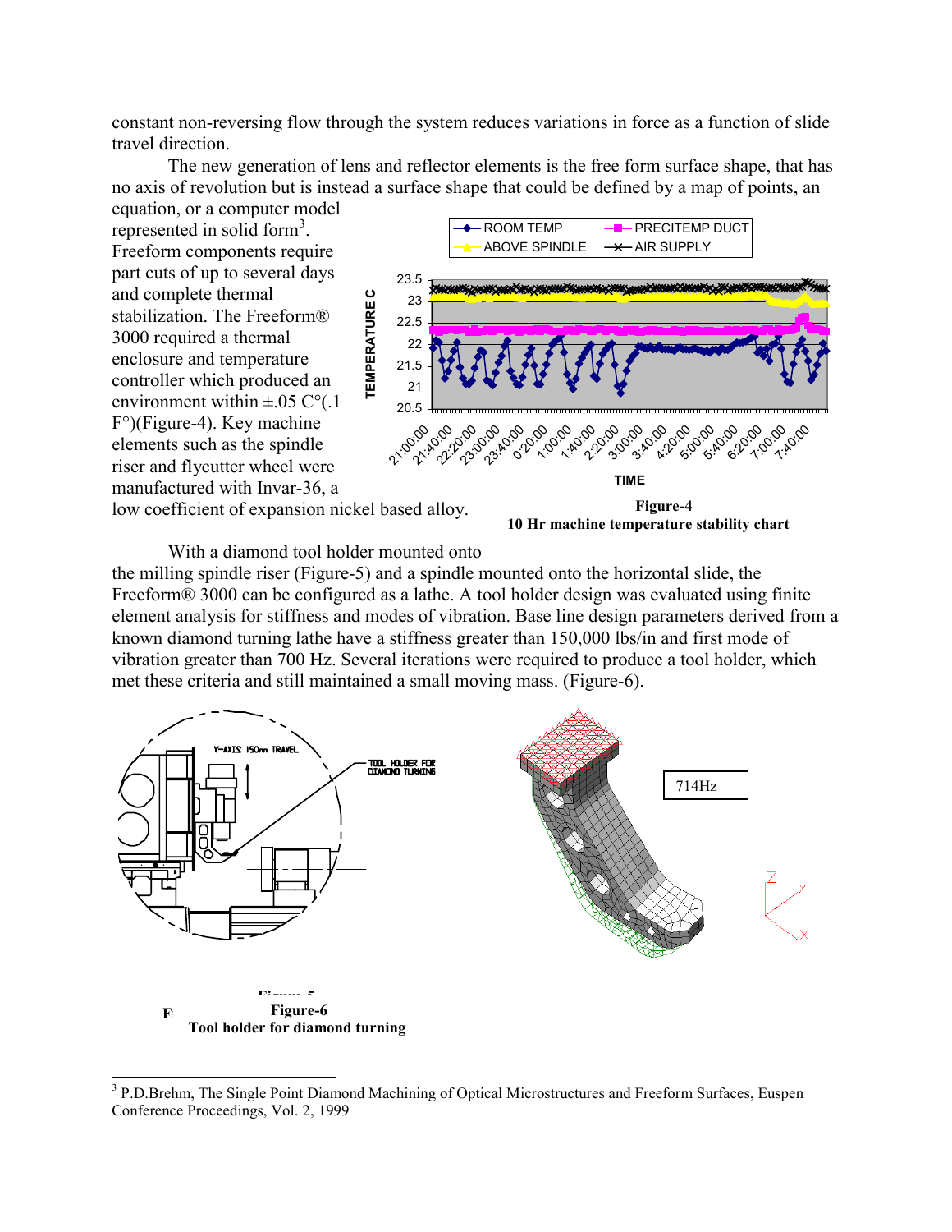constant non-reversing flow through the system reduces variations in force as a function of slide travel direction.

The new generation of lens and reflector elements is the free form surface shape, that has no axis of revolution but is instead a surface shape that could be defined by a map of points, an equation, or a computer model represented in solid form[3]. Freeform components require part cuts of up to several days and complete thermal stabilization. The Freeform® 3000 required a thermal enclosure and temperature controller which produced an environment within ±.05 C°(.1 F°)(Figure-4). Key machine elements such as the spindle riser and flycutter wheel were manufactured with Invar-36, a low coefficient of expansion nickel based alloy.

**Figure-4**
**10 Hr machine temperature stability chart**

With a diamond tool holder mounted onto the milling spindle riser (Figure-5) and a spindle mounted onto the horizontal slide, the Freeform® 3000 can be configured as a lathe. A tool holder design was evaluated using finite element analysis for stiffness and modes of vibration. Base line design parameters derived from a known diamond turning lathe have a stiffness greater than 150,000 lbs/in and first mode of vibration greater than 700 Hz. Several iterations were required to produce a tool holder, which met these criteria and still maintained a small moving mass. (Figure-6).

**Figure-5**

**Figure-6**
**Tool holder for diamond turning**

---

[3] P.D.Brehm, The Single Point Diamond Machining of Optical Microstructures and Freeform Surfaces, Euspen Conference Proceedings, Vol. 2, 1999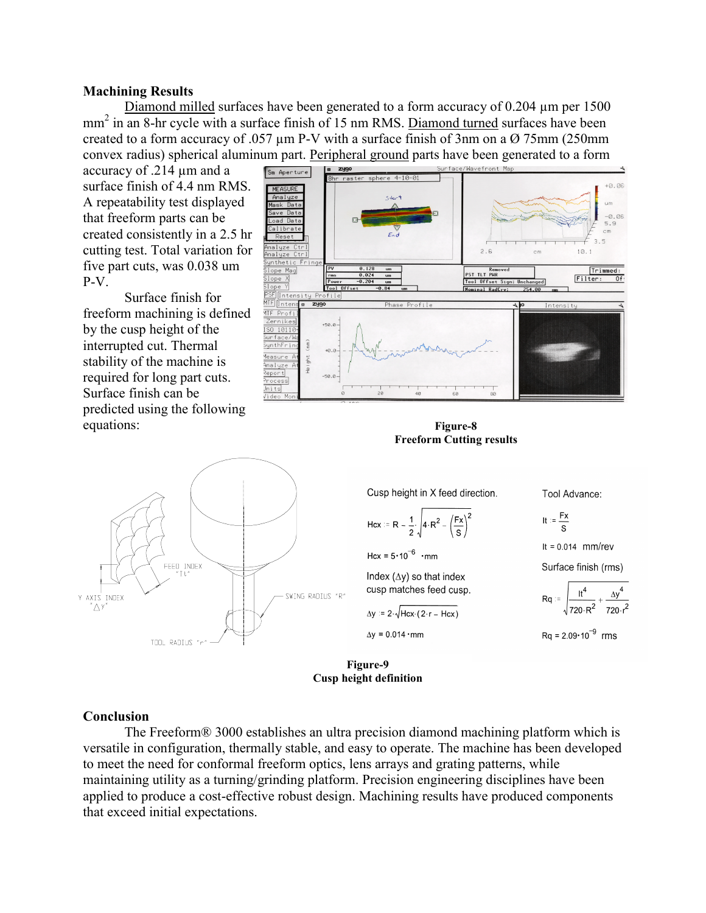## Machining Results

<u>Diamond milled</u> surfaces have been generated to a form accuracy of 0.204 µm per 1500 $mm^2$ in an 8-hr cycle with a surface finish of 15 nm RMS. <u>Diamond turned</u> surfaces have been created to a form accuracy of .057 µm P-V with a surface finish of 3nm on a Ø 75mm (250mm convex radius) spherical aluminum part. <u>Peripheral ground</u> parts have been generated to a form accuracy of .214 µm and a surface finish of 4.4 nm RMS. A repeatability test displayed that freeform parts can be created consistently in a 2.5 hr cutting test. Total variation for five part cuts, was 0.038 um P-V.

Surface finish for freeform machining is defined by the cusp height of the interrupted cut. Thermal stability of the machine is required for long part cuts. Surface finish can be predicted using the following equations:

**Figure-8**
**Freeform Cutting results**

Cusp height in X feed direction.

$$Hcx := R - \frac{1}{2}\cdot\sqrt{4\cdot R^2 - \left(\frac{Fx}{S}\right)^2}$$

$$Hcx = 5\cdot 10^{-6}\ \cdot mm$$

Index (Δy) so that index cusp matches feed cusp.

$$\Delta y := 2\cdot\sqrt{Hcx\cdot(2\cdot r - Hcx)}$$

$$\Delta y = 0.014\ \cdot mm$$

Tool Advance:

$$It := \frac{Fx}{S}$$

$$It = 0.014\ \text{mm/rev}$$

Surface finish (rms)

$$Rq := \sqrt{\frac{It^4}{720\cdot R^2} + \frac{\Delta y^4}{720\cdot r^2}}$$

$$Rq = 2.09\cdot 10^{-9}\ \text{rms}$$

**Figure-9**
**Cusp height definition**

## Conclusion

The Freeform® 3000 establishes an ultra precision diamond machining platform which is versatile in configuration, thermally stable, and easy to operate. The machine has been developed to meet the need for conformal freeform optics, lens arrays and grating patterns, while maintaining utility as a turning/grinding platform. Precision engineering disciplines have been applied to produce a cost-effective robust design. Machining results have produced components that exceed initial expectations.